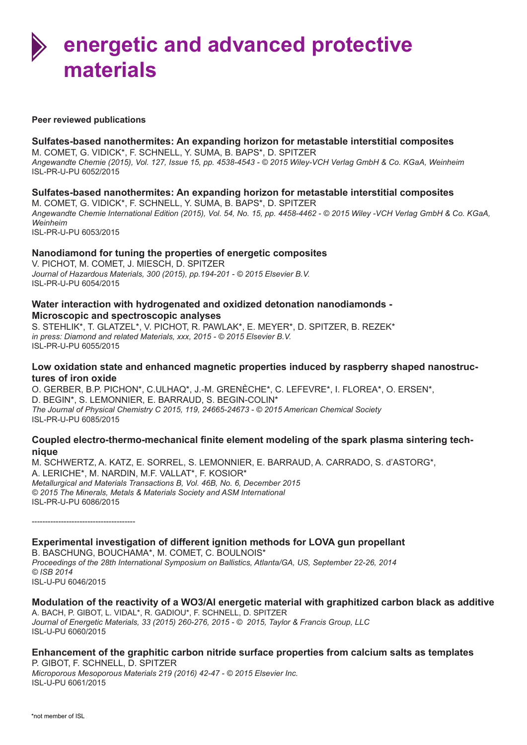# energetic and advanced protective materials

**Peer reviewed publications**

**Sulfates-based nanothermites: An expanding horizon for metastable interstitial composites**
M. COMET, G. VIDICK*, F. SCHNELL, Y. SUMA, B. BAPS*, D. SPITZER
*Angewandte Chemie (2015), Vol. 127, Issue 15, pp. 4538-4543 - © 2015 Wiley-VCH Verlag GmbH & Co. KGaA, Weinheim*
ISL-PR-U-PU 6052/2015

**Sulfates-based nanothermites: An expanding horizon for metastable interstitial composites**
M. COMET, G. VIDICK*, F. SCHNELL, Y. SUMA, B. BAPS*, D. SPITZER
*Angewandte Chemie International Edition (2015), Vol. 54, No. 15, pp. 4458-4462 - © 2015 Wiley -VCH Verlag GmbH & Co. KGaA, Weinheim*
ISL-PR-U-PU 6053/2015

**Nanodiamond for tuning the properties of energetic composites**
V. PICHOT, M. COMET, J. MIESCH, D. SPITZER
*Journal of Hazardous Materials, 300 (2015), pp.194-201 - © 2015 Elsevier B.V.*
ISL-PR-U-PU 6054/2015

**Water interaction with hydrogenated and oxidized detonation nanodiamonds - Microscopic and spectroscopic analyses**
S. STEHLIK*, T. GLATZEL*, V. PICHOT, R. PAWLAK*, E. MEYER*, D. SPITZER, B. REZEK*
*in press: Diamond and related Materials, xxx, 2015 - © 2015 Elsevier B.V.*
ISL-PR-U-PU 6055/2015

**Low oxidation state and enhanced magnetic properties induced by raspberry shaped nanostructures of iron oxide**
O. GERBER, B.P. PICHON*, C.ULHAQ*, J.-M. GRENÈCHE*, C. LEFEVRE*, I. FLOREA*, O. ERSEN*, D. BEGIN*, S. LEMONNIER, E. BARRAUD, S. BEGIN-COLIN*
*The Journal of Physical Chemistry C 2015, 119, 24665-24673 - © 2015 American Chemical Society*
ISL-PR-U-PU 6085/2015

**Coupled electro-thermo-mechanical finite element modeling of the spark plasma sintering technique**
M. SCHWERTZ, A. KATZ, E. SORREL, S. LEMONNIER, E. BARRAUD, A. CARRADO, S. d'ASTORG*, A. LERICHE*, M. NARDIN, M.F. VALLAT*, F. KOSIOR*
*Metallurgical and Materials Transactions B, Vol. 46B, No. 6, December 2015*
*© 2015 The Minerals, Metals & Materials Society and ASM International*
ISL-PR-U-PU 6086/2015

---

**Experimental investigation of different ignition methods for LOVA gun propellant**
B. BASCHUNG, BOUCHAMA*, M. COMET, C. BOULNOIS*
*Proceedings of the 28th International Symposium on Ballistics, Atlanta/GA, US, September 22-26, 2014*
*© ISB 2014*
ISL-U-PU 6046/2015

**Modulation of the reactivity of a WO3/Al energetic material with graphitized carbon black as additive**
A. BACH, P. GIBOT, L. VIDAL*, R. GADIOU*, F. SCHNELL, D. SPITZER
*Journal of Energetic Materials, 33 (2015) 260-276, 2015 - © 2015, Taylor & Francis Group, LLC*
ISL-U-PU 6060/2015

**Enhancement of the graphitic carbon nitride surface properties from calcium salts as templates**
P. GIBOT, F. SCHNELL, D. SPITZER
*Microporous Mesoporous Materials 219 (2016) 42-47 - © 2015 Elsevier Inc.*
ISL-U-PU 6061/2015

*not member of ISL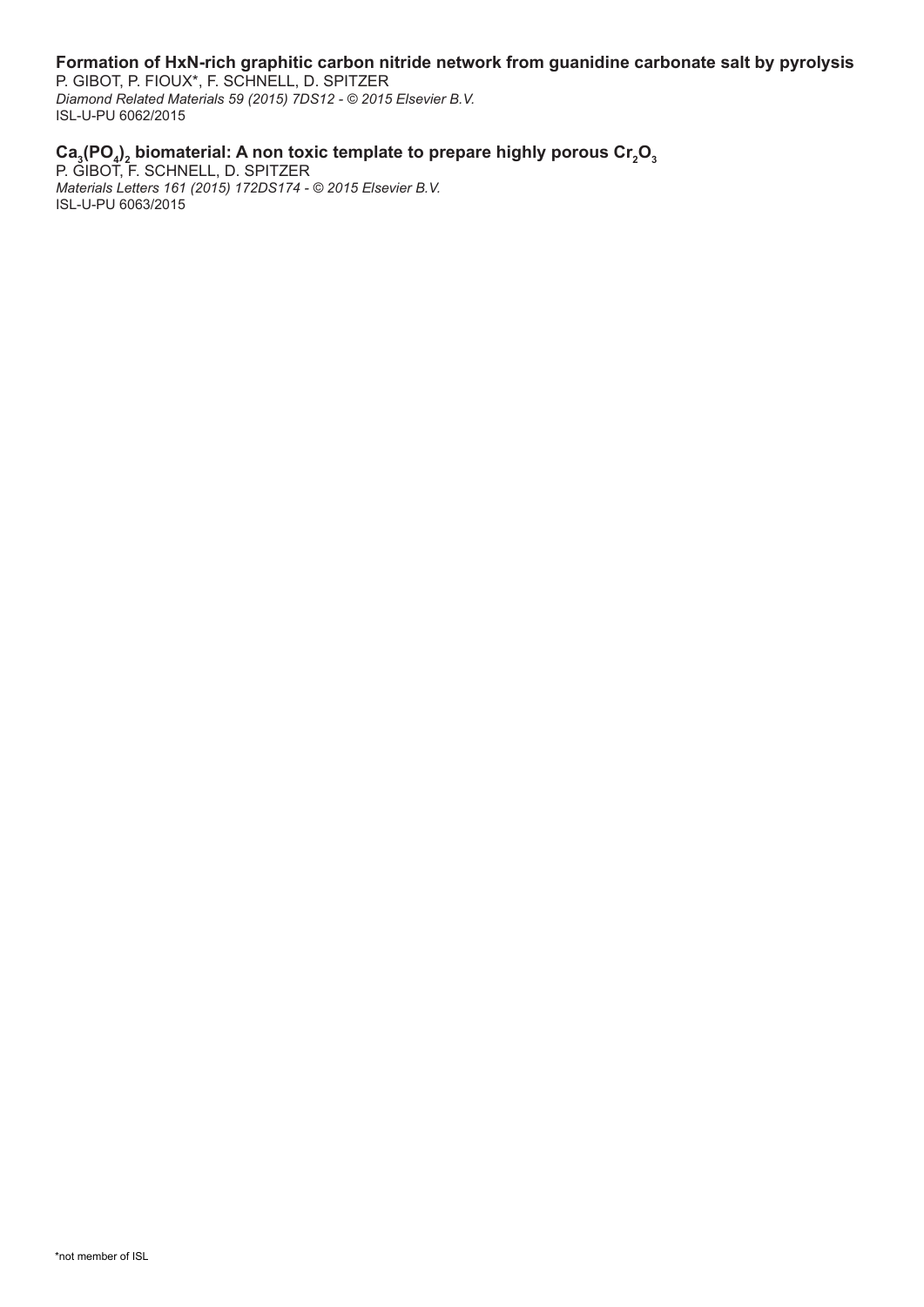**Formation of HxN-rich graphitic carbon nitride network from guanidine carbonate salt by pyrolysis**
P. GIBOT, P. FIOUX*, F. SCHNELL, D. SPITZER
*Diamond Related Materials 59 (2015) 7DS12 - © 2015 Elsevier B.V.*
ISL-U-PU 6062/2015

**$Ca_3(PO_4)_2$ biomaterial: A non toxic template to prepare highly porous $Cr_2O_3$**
P. GIBOT, F. SCHNELL, D. SPITZER
*Materials Letters 161 (2015) 172DS174 - © 2015 Elsevier B.V.*
ISL-U-PU 6063/2015

*not member of ISL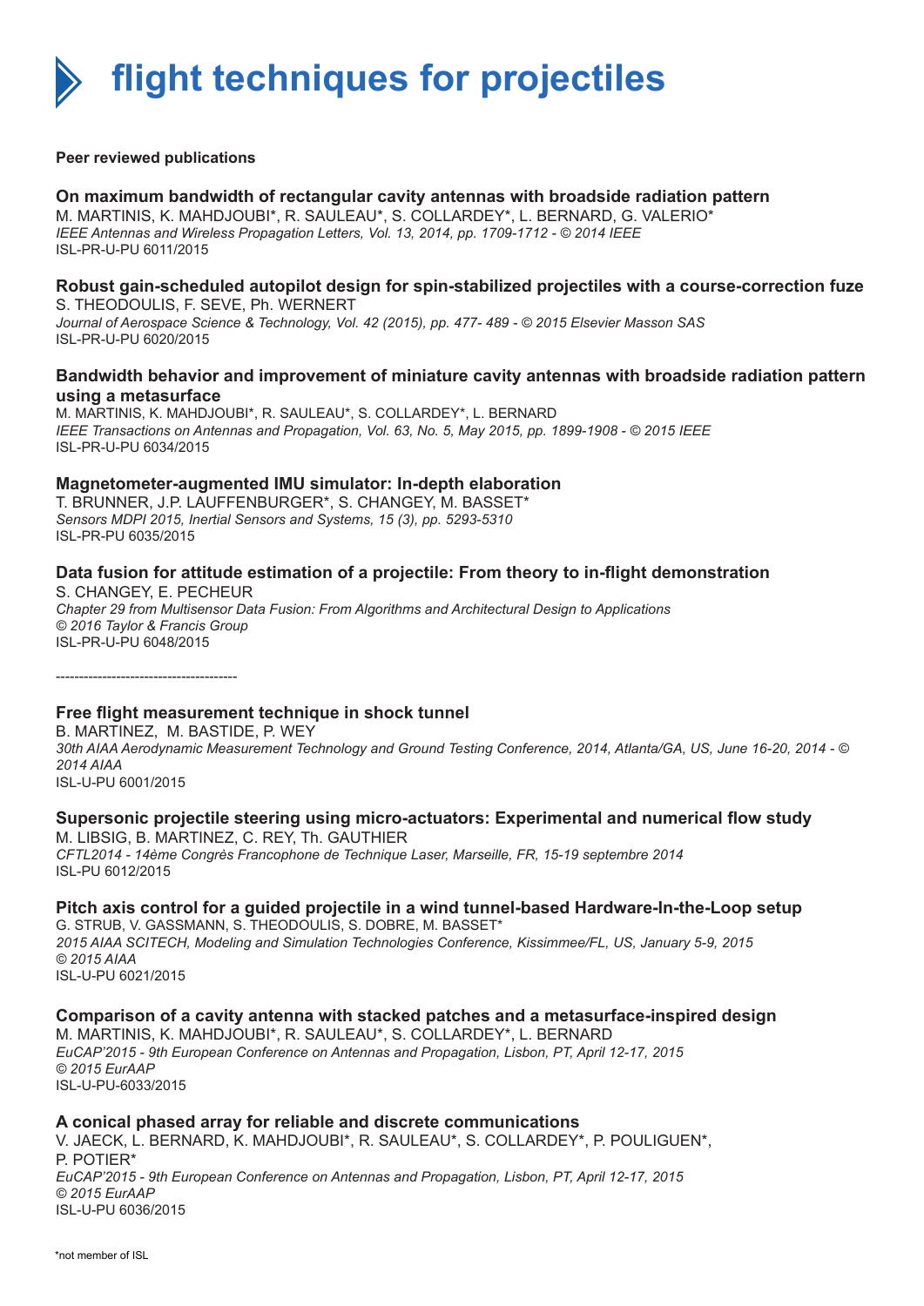# flight techniques for projectiles

**Peer reviewed publications**

**On maximum bandwidth of rectangular cavity antennas with broadside radiation pattern**
M. MARTINIS, K. MAHDJOUBI*, R. SAULEAU*, S. COLLARDEY*, L. BERNARD, G. VALERIO*
*IEEE Antennas and Wireless Propagation Letters, Vol. 13, 2014, pp. 1709-1712 - © 2014 IEEE*
ISL-PR-U-PU 6011/2015

**Robust gain-scheduled autopilot design for spin-stabilized projectiles with a course-correction fuze**
S. THEODOULIS, F. SEVE, Ph. WERNERT
*Journal of Aerospace Science & Technology, Vol. 42 (2015), pp. 477- 489 - © 2015 Elsevier Masson SAS*
ISL-PR-U-PU 6020/2015

**Bandwidth behavior and improvement of miniature cavity antennas with broadside radiation pattern using a metasurface**
M. MARTINIS, K. MAHDJOUBI*, R. SAULEAU*, S. COLLARDEY*, L. BERNARD
*IEEE Transactions on Antennas and Propagation, Vol. 63, No. 5, May 2015, pp. 1899-1908 - © 2015 IEEE*
ISL-PR-U-PU 6034/2015

**Magnetometer-augmented IMU simulator: In-depth elaboration**
T. BRUNNER, J.P. LAUFFENBURGER*, S. CHANGEY, M. BASSET*
*Sensors MDPI 2015, Inertial Sensors and Systems, 15 (3), pp. 5293-5310*
ISL-PR-PU 6035/2015

**Data fusion for attitude estimation of a projectile: From theory to in-flight demonstration**
S. CHANGEY, E. PECHEUR
*Chapter 29 from Multisensor Data Fusion: From Algorithms and Architectural Design to Applications*
*© 2016 Taylor & Francis Group*
ISL-PR-U-PU 6048/2015

---------------------------------------

**Free flight measurement technique in shock tunnel**
B. MARTINEZ, M. BASTIDE, P. WEY
*30th AIAA Aerodynamic Measurement Technology and Ground Testing Conference, 2014, Atlanta/GA, US, June 16-20, 2014 - © 2014 AIAA*
ISL-U-PU 6001/2015

**Supersonic projectile steering using micro-actuators: Experimental and numerical flow study**
M. LIBSIG, B. MARTINEZ, C. REY, Th. GAUTHIER
*CFTL2014 - 14ème Congrès Francophone de Technique Laser, Marseille, FR, 15-19 septembre 2014*
ISL-PU 6012/2015

**Pitch axis control for a guided projectile in a wind tunnel-based Hardware-In-the-Loop setup**
G. STRUB, V. GASSMANN, S. THEODOULIS, S. DOBRE, M. BASSET*
*2015 AIAA SCITECH, Modeling and Simulation Technologies Conference, Kissimmee/FL, US, January 5-9, 2015*
*© 2015 AIAA*
ISL-U-PU 6021/2015

**Comparison of a cavity antenna with stacked patches and a metasurface-inspired design**
M. MARTINIS, K. MAHDJOUBI*, R. SAULEAU*, S. COLLARDEY*, L. BERNARD
*EuCAP'2015 - 9th European Conference on Antennas and Propagation, Lisbon, PT, April 12-17, 2015*
*© 2015 EurAAP*
ISL-U-PU-6033/2015

**A conical phased array for reliable and discrete communications**
V. JAECK, L. BERNARD, K. MAHDJOUBI*, R. SAULEAU*, S. COLLARDEY*, P. POULIGUEN*, P. POTIER*
*EuCAP'2015 - 9th European Conference on Antennas and Propagation, Lisbon, PT, April 12-17, 2015*
*© 2015 EurAAP*
ISL-U-PU 6036/2015

*not member of ISL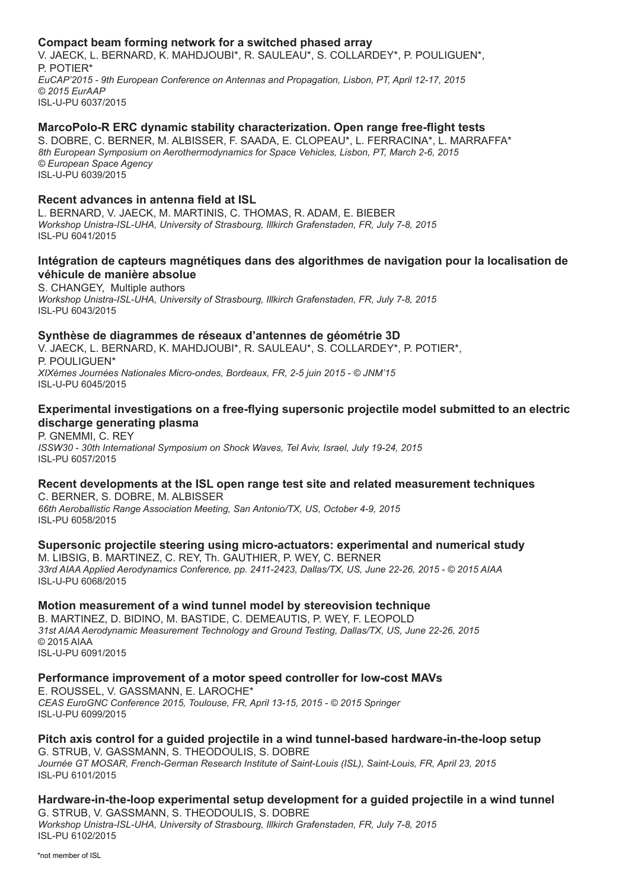**Compact beam forming network for a switched phased array**
V. JAECK, L. BERNARD, K. MAHDJOUBI*, R. SAULEAU*, S. COLLARDEY*, P. POULIGUEN*, P. POTIER*
*EuCAP'2015 - 9th European Conference on Antennas and Propagation, Lisbon, PT, April 12-17, 2015*
*© 2015 EurAAP*
ISL-U-PU 6037/2015

**MarcoPolo-R ERC dynamic stability characterization. Open range free-flight tests**
S. DOBRE, C. BERNER, M. ALBISSER, F. SAADA, E. CLOPEAU*, L. FERRACINA*, L. MARRAFFA*
*8th European Symposium on Aerothermodynamics for Space Vehicles, Lisbon, PT, March 2-6, 2015*
*© European Space Agency*
ISL-U-PU 6039/2015

**Recent advances in antenna field at ISL**
L. BERNARD, V. JAECK, M. MARTINIS, C. THOMAS, R. ADAM, E. BIEBER
*Workshop Unistra-ISL-UHA, University of Strasbourg, Illkirch Grafenstaden, FR, July 7-8, 2015*
ISL-PU 6041/2015

**Intégration de capteurs magnétiques dans des algorithmes de navigation pour la localisation de véhicule de manière absolue**
S. CHANGEY, Multiple authors
*Workshop Unistra-ISL-UHA, University of Strasbourg, Illkirch Grafenstaden, FR, July 7-8, 2015*
ISL-PU 6043/2015

**Synthèse de diagrammes de réseaux d'antennes de géométrie 3D**
V. JAECK, L. BERNARD, K. MAHDJOUBI*, R. SAULEAU*, S. COLLARDEY*, P. POTIER*, P. POULIGUEN*
*XIXèmes Journées Nationales Micro-ondes, Bordeaux, FR, 2-5 juin 2015 - © JNM'15*
ISL-U-PU 6045/2015

**Experimental investigations on a free-flying supersonic projectile model submitted to an electric discharge generating plasma**
P. GNEMMI, C. REY
*ISSW30 - 30th International Symposium on Shock Waves, Tel Aviv, Israel, July 19-24, 2015*
ISL-PU 6057/2015

**Recent developments at the ISL open range test site and related measurement techniques**
C. BERNER, S. DOBRE, M. ALBISSER
*66th Aeroballistic Range Association Meeting, San Antonio/TX, US, October 4-9, 2015*
ISL-PU 6058/2015

**Supersonic projectile steering using micro-actuators: experimental and numerical study**
M. LIBSIG, B. MARTINEZ, C. REY, Th. GAUTHIER, P. WEY, C. BERNER
*33rd AIAA Applied Aerodynamics Conference, pp. 2411-2423, Dallas/TX, US, June 22-26, 2015 - © 2015 AIAA*
ISL-U-PU 6068/2015

**Motion measurement of a wind tunnel model by stereovision technique**
B. MARTINEZ, D. BIDINO, M. BASTIDE, C. DEMEAUTIS, P. WEY, F. LEOPOLD
*31st AIAA Aerodynamic Measurement Technology and Ground Testing, Dallas/TX, US, June 22-26, 2015*
© 2015 AIAA
ISL-U-PU 6091/2015

**Performance improvement of a motor speed controller for low-cost MAVs**
E. ROUSSEL, V. GASSMANN, E. LAROCHE*
*CEAS EuroGNC Conference 2015, Toulouse, FR, April 13-15, 2015 - © 2015 Springer*
ISL-U-PU 6099/2015

**Pitch axis control for a guided projectile in a wind tunnel-based hardware-in-the-loop setup**
G. STRUB, V. GASSMANN, S. THEODOULIS, S. DOBRE
*Journée GT MOSAR, French-German Research Institute of Saint-Louis (ISL), Saint-Louis, FR, April 23, 2015*
ISL-PU 6101/2015

**Hardware-in-the-loop experimental setup development for a guided projectile in a wind tunnel**
G. STRUB, V. GASSMANN, S. THEODOULIS, S. DOBRE
*Workshop Unistra-ISL-UHA, University of Strasbourg, Illkirch Grafenstaden, FR, July 7-8, 2015*
ISL-PU 6102/2015

*not member of ISL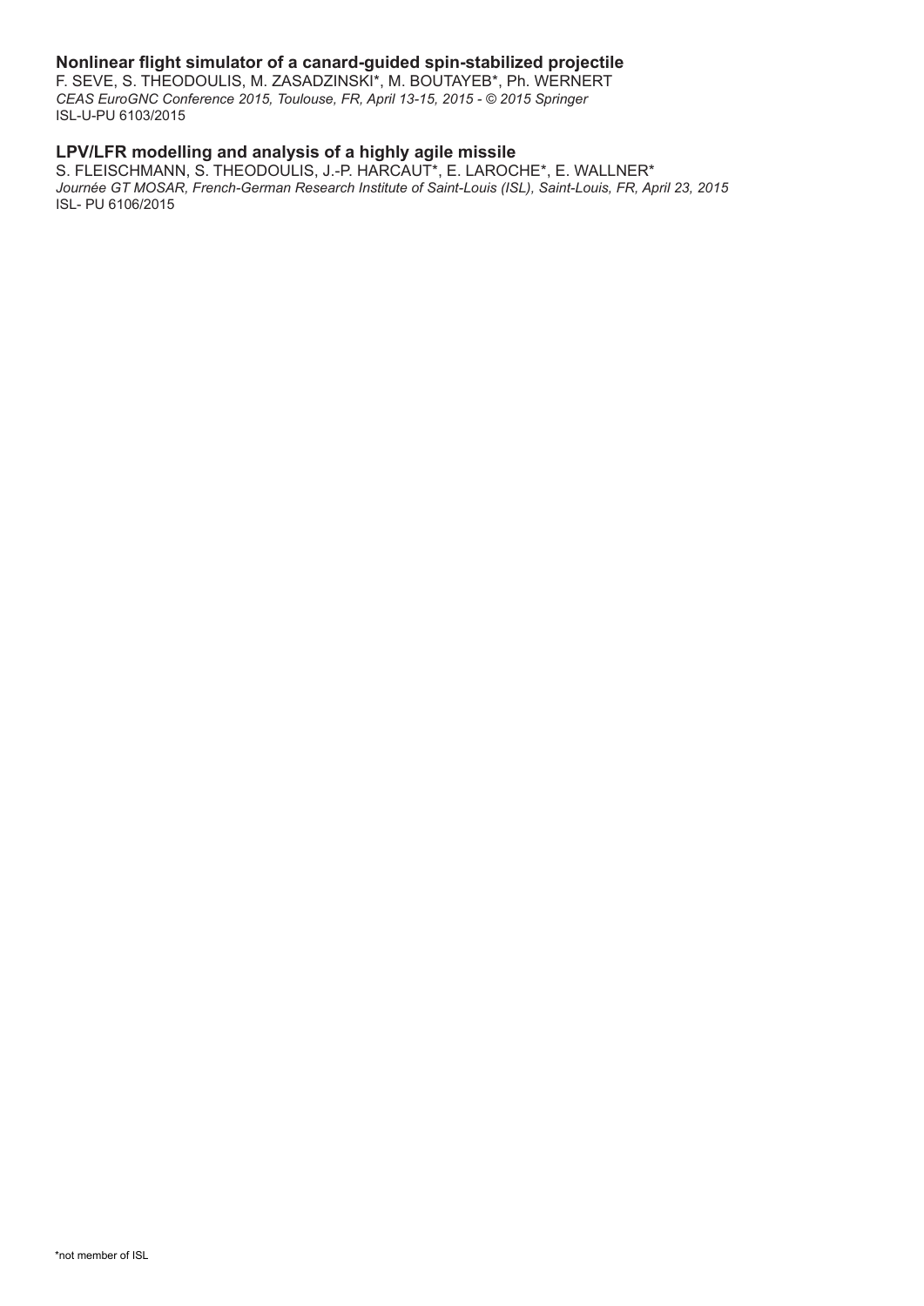**Nonlinear flight simulator of a canard-guided spin-stabilized projectile**

F. SEVE, S. THEODOULIS, M. ZASADZINSKI*, M. BOUTAYEB*, Ph. WERNERT

*CEAS EuroGNC Conference 2015, Toulouse, FR, April 13-15, 2015 - © 2015 Springer*

ISL-U-PU 6103/2015

**LPV/LFR modelling and analysis of a highly agile missile**

S. FLEISCHMANN, S. THEODOULIS, J.-P. HARCAUT*, E. LAROCHE*, E. WALLNER*

*Journée GT MOSAR, French-German Research Institute of Saint-Louis (ISL), Saint-Louis, FR, April 23, 2015*

ISL- PU 6106/2015

*not member of ISL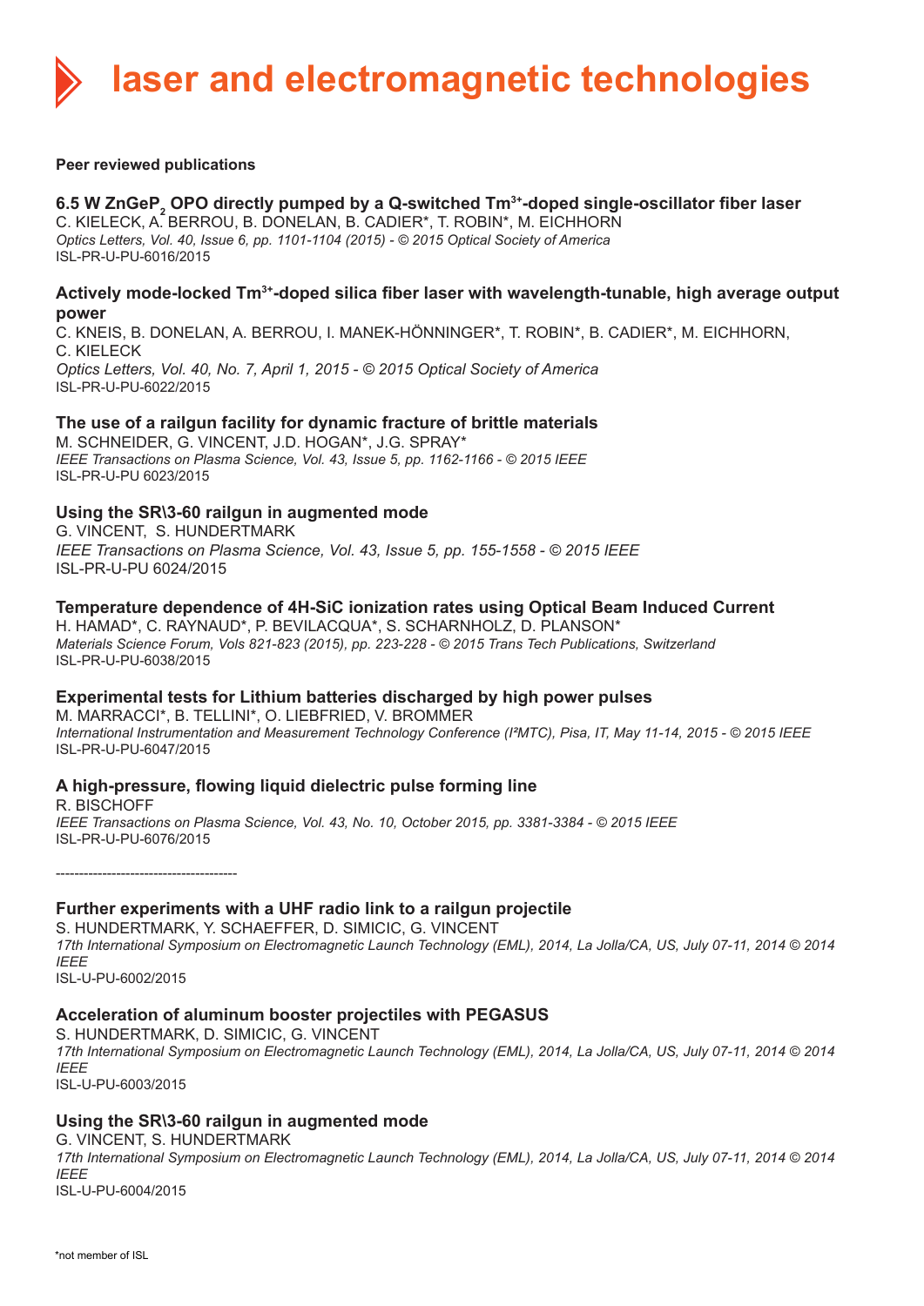# laser and electromagnetic technologies

**Peer reviewed publications**

### 6.5 W $ZnGeP_2$ OPO directly pumped by a Q-switched $Tm^{3+}$-doped single-oscillator fiber laser

C. KIELECK, A. BERROU, B. DONELAN, B. CADIER*, T. ROBIN*, M. EICHHORN
*Optics Letters, Vol. 40, Issue 6, pp. 1101-1104 (2015) - © 2015 Optical Society of America*
ISL-PR-U-PU-6016/2015

### Actively mode-locked $Tm^{3+}$-doped silica fiber laser with wavelength-tunable, high average output power

C. KNEIS, B. DONELAN, A. BERROU, I. MANEK-HÖNNINGER*, T. ROBIN*, B. CADIER*, M. EICHHORN, C. KIELECK
*Optics Letters, Vol. 40, No. 7, April 1, 2015 - © 2015 Optical Society of America*
ISL-PR-U-PU-6022/2015

### The use of a railgun facility for dynamic fracture of brittle materials

M. SCHNEIDER, G. VINCENT, J.D. HOGAN*, J.G. SPRAY*
*IEEE Transactions on Plasma Science, Vol. 43, Issue 5, pp. 1162-1166 - © 2015 IEEE*
ISL-PR-U-PU 6023/2015

### Using the SR\3-60 railgun in augmented mode

G. VINCENT, S. HUNDERTMARK
*IEEE Transactions on Plasma Science, Vol. 43, Issue 5, pp. 155-1558 - © 2015 IEEE*
ISL-PR-U-PU 6024/2015

### Temperature dependence of 4H-SiC ionization rates using Optical Beam Induced Current

H. HAMAD*, C. RAYNAUD*, P. BEVILACQUA*, S. SCHARNHOLZ, D. PLANSON*
*Materials Science Forum, Vols 821-823 (2015), pp. 223-228 - © 2015 Trans Tech Publications, Switzerland*
ISL-PR-U-PU-6038/2015

### Experimental tests for Lithium batteries discharged by high power pulses

M. MARRACCI*, B. TELLINI*, O. LIEBFRIED, V. BROMMER
*International Instrumentation and Measurement Technology Conference (I²MTC), Pisa, IT, May 11-14, 2015 - © 2015 IEEE*
ISL-PR-U-PU-6047/2015

### A high-pressure, flowing liquid dielectric pulse forming line

R. BISCHOFF
*IEEE Transactions on Plasma Science, Vol. 43, No. 10, October 2015, pp. 3381-3384 - © 2015 IEEE*
ISL-PR-U-PU-6076/2015

---------------------------------------

### Further experiments with a UHF radio link to a railgun projectile

S. HUNDERTMARK, Y. SCHAEFFER, D. SIMICIC, G. VINCENT
*17th International Symposium on Electromagnetic Launch Technology (EML), 2014, La Jolla/CA, US, July 07-11, 2014 © 2014 IEEE*
ISL-U-PU-6002/2015

### Acceleration of aluminum booster projectiles with PEGASUS

S. HUNDERTMARK, D. SIMICIC, G. VINCENT
*17th International Symposium on Electromagnetic Launch Technology (EML), 2014, La Jolla/CA, US, July 07-11, 2014 © 2014 IEEE*
ISL-U-PU-6003/2015

### Using the SR\3-60 railgun in augmented mode

G. VINCENT, S. HUNDERTMARK
*17th International Symposium on Electromagnetic Launch Technology (EML), 2014, La Jolla/CA, US, July 07-11, 2014 © 2014 IEEE*
ISL-U-PU-6004/2015

*not member of ISL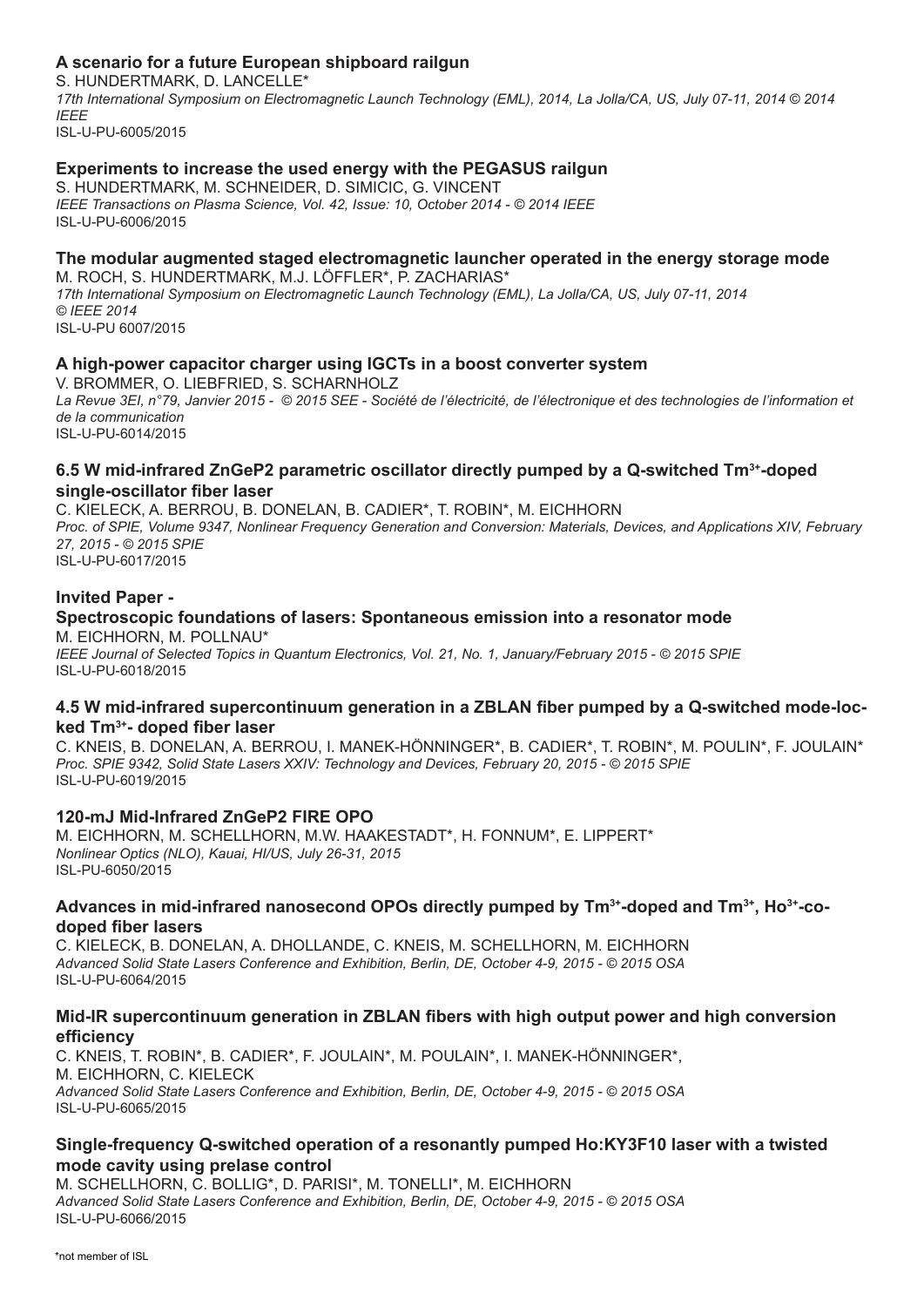**A scenario for a future European shipboard railgun**
S. HUNDERTMARK, D. LANCELLE*
*17th International Symposium on Electromagnetic Launch Technology (EML), 2014, La Jolla/CA, US, July 07-11, 2014 © 2014 IEEE*
ISL-U-PU-6005/2015

**Experiments to increase the used energy with the PEGASUS railgun**
S. HUNDERTMARK, M. SCHNEIDER, D. SIMICIC, G. VINCENT
*IEEE Transactions on Plasma Science, Vol. 42, Issue: 10, October 2014 - © 2014 IEEE*
ISL-U-PU-6006/2015

**The modular augmented staged electromagnetic launcher operated in the energy storage mode**
M. ROCH, S. HUNDERTMARK, M.J. LÖFFLER*, P. ZACHARIAS*
*17th International Symposium on Electromagnetic Launch Technology (EML), La Jolla/CA, US, July 07-11, 2014 © IEEE 2014*
ISL-U-PU 6007/2015

**A high-power capacitor charger using IGCTs in a boost converter system**
V. BROMMER, O. LIEBFRIED, S. SCHARNHOLZ
*La Revue 3EI, n°79, Janvier 2015 - © 2015 SEE - Société de l'électricité, de l'électronique et des technologies de l'information et de la communication*
ISL-U-PU-6014/2015

**6.5 W mid-infrared ZnGeP2 parametric oscillator directly pumped by a Q-switched $Tm^{3+}$-doped single-oscillator fiber laser**
C. KIELECK, A. BERROU, B. DONELAN, B. CADIER*, T. ROBIN*, M. EICHHORN
*Proc. of SPIE, Volume 9347, Nonlinear Frequency Generation and Conversion: Materials, Devices, and Applications XIV, February 27, 2015 - © 2015 SPIE*
ISL-U-PU-6017/2015

**Invited Paper -**
**Spectroscopic foundations of lasers: Spontaneous emission into a resonator mode**
M. EICHHORN, M. POLLNAU*
*IEEE Journal of Selected Topics in Quantum Electronics, Vol. 21, No. 1, January/February 2015 - © 2015 SPIE*
ISL-U-PU-6018/2015

**4.5 W mid-infrared supercontinuum generation in a ZBLAN fiber pumped by a Q-switched mode-locked $Tm^{3+}$- doped fiber laser**
C. KNEIS, B. DONELAN, A. BERROU, I. MANEK-HÖNNINGER*, B. CADIER*, T. ROBIN*, M. POULIN*, F. JOULAIN*
*Proc. SPIE 9342, Solid State Lasers XXIV: Technology and Devices, February 20, 2015 - © 2015 SPIE*
ISL-U-PU-6019/2015

**120-mJ Mid-Infrared ZnGeP2 FIRE OPO**
M. EICHHORN, M. SCHELLHORN, M.W. HAAKESTADT*, H. FONNUM*, E. LIPPERT*
*Nonlinear Optics (NLO), Kauai, HI/US, July 26-31, 2015*
ISL-PU-6050/2015

**Advances in mid-infrared nanosecond OPOs directly pumped by $Tm^{3+}$-doped and $Tm^{3+}$, $Ho^{3+}$-co-doped fiber lasers**
C. KIELECK, B. DONELAN, A. DHOLLANDE, C. KNEIS, M. SCHELLHORN, M. EICHHORN
*Advanced Solid State Lasers Conference and Exhibition, Berlin, DE, October 4-9, 2015 - © 2015 OSA*
ISL-U-PU-6064/2015

**Mid-IR supercontinuum generation in ZBLAN fibers with high output power and high conversion efficiency**
C. KNEIS, T. ROBIN*, B. CADIER*, F. JOULAIN*, M. POULAIN*, I. MANEK-HÖNNINGER*, M. EICHHORN, C. KIELECK
*Advanced Solid State Lasers Conference and Exhibition, Berlin, DE, October 4-9, 2015 - © 2015 OSA*
ISL-U-PU-6065/2015

**Single-frequency Q-switched operation of a resonantly pumped Ho:KY3F10 laser with a twisted mode cavity using prelase control**
M. SCHELLHORN, C. BOLLIG*, D. PARISI*, M. TONELLI*, M. EICHHORN
*Advanced Solid State Lasers Conference and Exhibition, Berlin, DE, October 4-9, 2015 - © 2015 OSA*
ISL-U-PU-6066/2015

*not member of ISL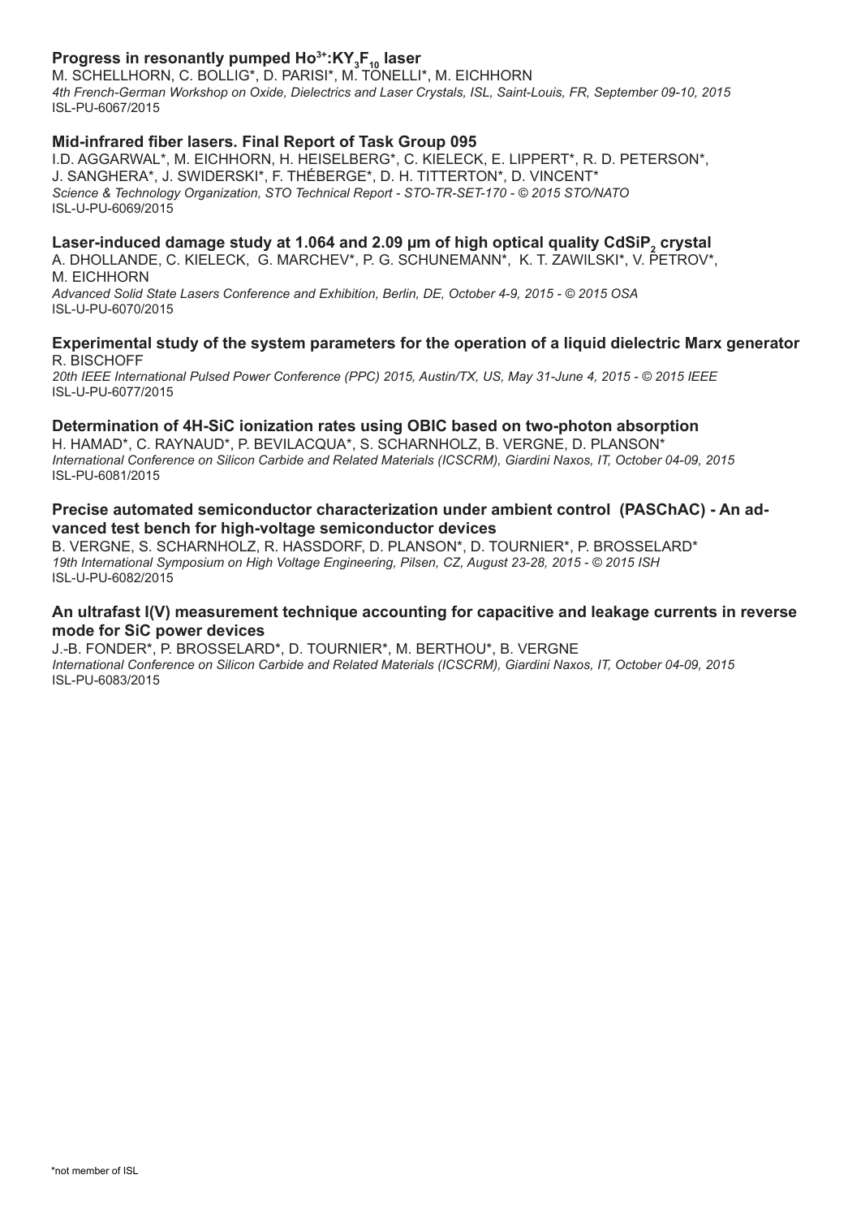**Progress in resonantly pumped $Ho^{3+}:KY_3F_{10}$ laser**
M. SCHELLHORN, C. BOLLIG*, D. PARISI*, M. TONELLI*, M. EICHHORN
*4th French-German Workshop on Oxide, Dielectrics and Laser Crystals, ISL, Saint-Louis, FR, September 09-10, 2015*
ISL-PU-6067/2015

**Mid-infrared fiber lasers. Final Report of Task Group 095**
I.D. AGGARWAL*, M. EICHHORN, H. HEISELBERG*, C. KIELECK, E. LIPPERT*, R. D. PETERSON*, J. SANGHERA*, J. SWIDERSKI*, F. THÉBERGE*, D. H. TITTERTON*, D. VINCENT*
*Science & Technology Organization, STO Technical Report - STO-TR-SET-170 - © 2015 STO/NATO*
ISL-U-PU-6069/2015

**Laser-induced damage study at 1.064 and 2.09 µm of high optical quality $CdSiP_2$ crystal**
A. DHOLLANDE, C. KIELECK, G. MARCHEV*, P. G. SCHUNEMANN*, K. T. ZAWILSKI*, V. PETROV*, M. EICHHORN
*Advanced Solid State Lasers Conference and Exhibition, Berlin, DE, October 4-9, 2015 - © 2015 OSA*
ISL-U-PU-6070/2015

**Experimental study of the system parameters for the operation of a liquid dielectric Marx generator**
R. BISCHOFF
*20th IEEE International Pulsed Power Conference (PPC) 2015, Austin/TX, US, May 31-June 4, 2015 - © 2015 IEEE*
ISL-U-PU-6077/2015

**Determination of 4H-SiC ionization rates using OBIC based on two-photon absorption**
H. HAMAD*, C. RAYNAUD*, P. BEVILACQUA*, S. SCHARNHOLZ, B. VERGNE, D. PLANSON*
*International Conference on Silicon Carbide and Related Materials (ICSCRM), Giardini Naxos, IT, October 04-09, 2015*
ISL-PU-6081/2015

**Precise automated semiconductor characterization under ambient control (PASChAC) - An advanced test bench for high-voltage semiconductor devices**
B. VERGNE, S. SCHARNHOLZ, R. HASSDORF, D. PLANSON*, D. TOURNIER*, P. BROSSELARD*
*19th International Symposium on High Voltage Engineering, Pilsen, CZ, August 23-28, 2015 - © 2015 ISH*
ISL-U-PU-6082/2015

**An ultrafast I(V) measurement technique accounting for capacitive and leakage currents in reverse mode for SiC power devices**
J.-B. FONDER*, P. BROSSELARD*, D. TOURNIER*, M. BERTHOU*, B. VERGNE
*International Conference on Silicon Carbide and Related Materials (ICSCRM), Giardini Naxos, IT, October 04-09, 2015*
ISL-PU-6083/2015

*not member of ISL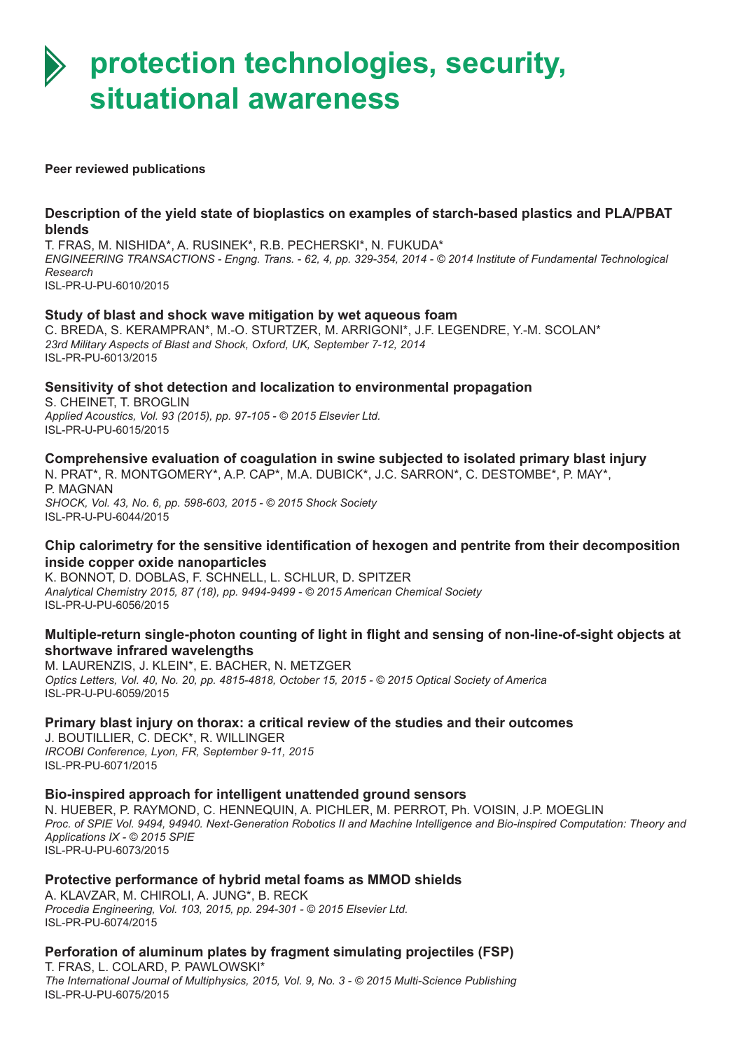# protection technologies, security, situational awareness

**Peer reviewed publications**

**Description of the yield state of bioplastics on examples of starch-based plastics and PLA/PBAT blends**
T. FRAS, M. NISHIDA*, A. RUSINEK*, R.B. PECHERSKI*, N. FUKUDA*
*ENGINEERING TRANSACTIONS - Engng. Trans. - 62, 4, pp. 329-354, 2014 - © 2014 Institute of Fundamental Technological Research*
ISL-PR-U-PU-6010/2015

**Study of blast and shock wave mitigation by wet aqueous foam**
C. BREDA, S. KERAMPRAN*, M.-O. STURTZER, M. ARRIGONI*, J.F. LEGENDRE, Y.-M. SCOLAN*
*23rd Military Aspects of Blast and Shock, Oxford, UK, September 7-12, 2014*
ISL-PR-PU-6013/2015

**Sensitivity of shot detection and localization to environmental propagation**
S. CHEINET, T. BROGLIN
*Applied Acoustics, Vol. 93 (2015), pp. 97-105 - © 2015 Elsevier Ltd.*
ISL-PR-U-PU-6015/2015

**Comprehensive evaluation of coagulation in swine subjected to isolated primary blast injury**
N. PRAT*, R. MONTGOMERY*, A.P. CAP*, M.A. DUBICK*, J.C. SARRON*, C. DESTOMBE*, P. MAY*, P. MAGNAN
*SHOCK, Vol. 43, No. 6, pp. 598-603, 2015 - © 2015 Shock Society*
ISL-PR-U-PU-6044/2015

**Chip calorimetry for the sensitive identification of hexogen and pentrite from their decomposition inside copper oxide nanoparticles**
K. BONNOT, D. DOBLAS, F. SCHNELL, L. SCHLUR, D. SPITZER
*Analytical Chemistry 2015, 87 (18), pp. 9494-9499 - © 2015 American Chemical Society*
ISL-PR-U-PU-6056/2015

**Multiple-return single-photon counting of light in flight and sensing of non-line-of-sight objects at shortwave infrared wavelengths**
M. LAURENZIS, J. KLEIN*, E. BACHER, N. METZGER
*Optics Letters, Vol. 40, No. 20, pp. 4815-4818, October 15, 2015 - © 2015 Optical Society of America*
ISL-PR-U-PU-6059/2015

**Primary blast injury on thorax: a critical review of the studies and their outcomes**
J. BOUTILLIER, C. DECK*, R. WILLINGER
*IRCOBI Conference, Lyon, FR, September 9-11, 2015*
ISL-PR-PU-6071/2015

**Bio-inspired approach for intelligent unattended ground sensors**
N. HUEBER, P. RAYMOND, C. HENNEQUIN, A. PICHLER, M. PERROT, Ph. VOISIN, J.P. MOEGLIN
*Proc. of SPIE Vol. 9494, 94940. Next-Generation Robotics II and Machine Intelligence and Bio-inspired Computation: Theory and Applications IX - © 2015 SPIE*
ISL-PR-U-PU-6073/2015

**Protective performance of hybrid metal foams as MMOD shields**
A. KLAVZAR, M. CHIROLI, A. JUNG*, B. RECK
*Procedia Engineering, Vol. 103, 2015, pp. 294-301 - © 2015 Elsevier Ltd.*
ISL-PR-PU-6074/2015

**Perforation of aluminum plates by fragment simulating projectiles (FSP)**
T. FRAS, L. COLARD, P. PAWLOWSKI*
*The International Journal of Multiphysics, 2015, Vol. 9, No. 3 - © 2015 Multi-Science Publishing*
ISL-PR-U-PU-6075/2015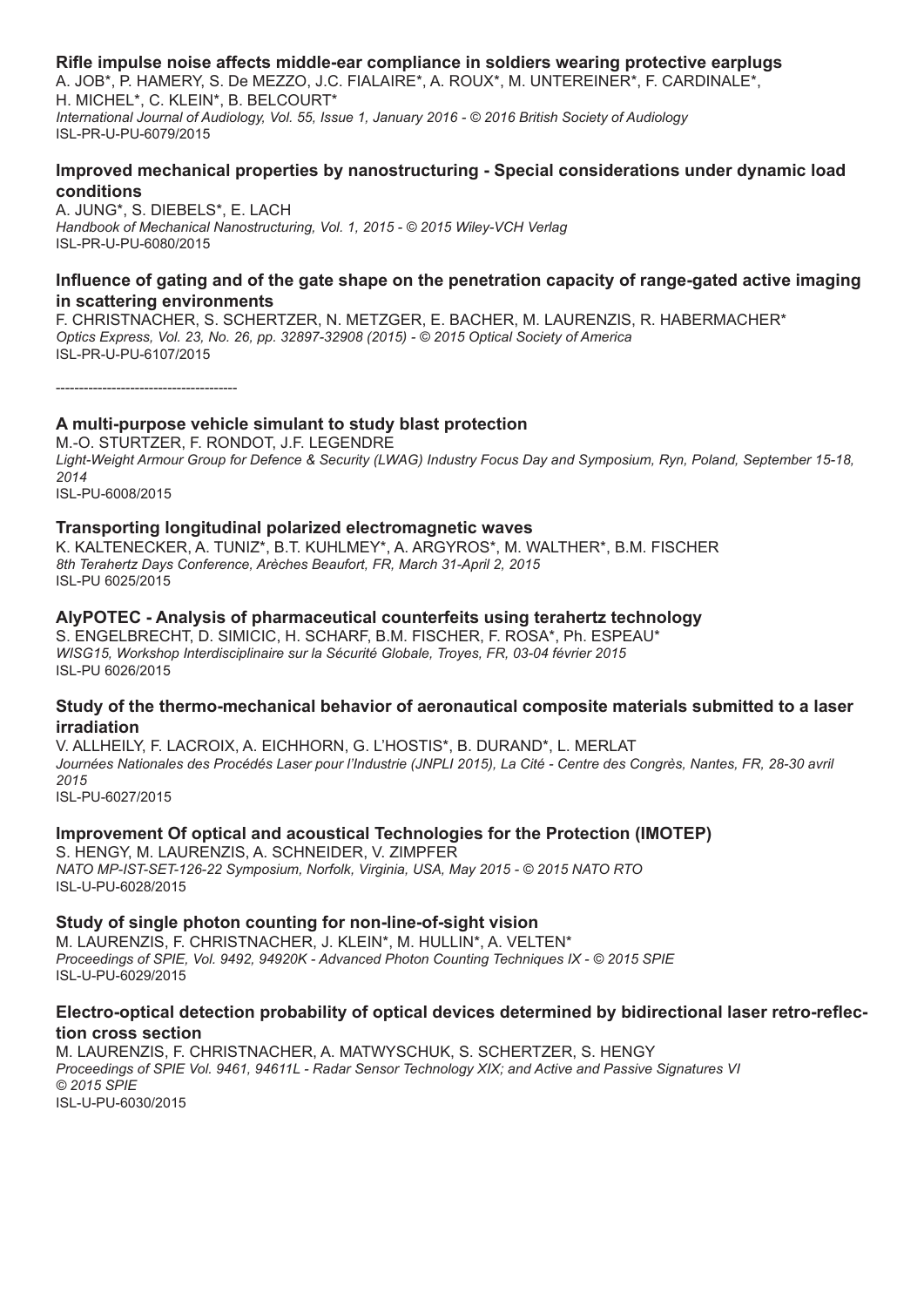**Rifle impulse noise affects middle-ear compliance in soldiers wearing protective earplugs**
A. JOB*, P. HAMERY, S. De MEZZO, J.C. FIALAIRE*, A. ROUX*, M. UNTEREINER*, F. CARDINALE*, H. MICHEL*, C. KLEIN*, B. BELCOURT*
*International Journal of Audiology, Vol. 55, Issue 1, January 2016 - © 2016 British Society of Audiology*
ISL-PR-U-PU-6079/2015

**Improved mechanical properties by nanostructuring - Special considerations under dynamic load conditions**
A. JUNG*, S. DIEBELS*, E. LACH
*Handbook of Mechanical Nanostructuring, Vol. 1, 2015 - © 2015 Wiley-VCH Verlag*
ISL-PR-U-PU-6080/2015

**Influence of gating and of the gate shape on the penetration capacity of range-gated active imaging in scattering environments**
F. CHRISTNACHER, S. SCHERTZER, N. METZGER, E. BACHER, M. LAURENZIS, R. HABERMACHER*
*Optics Express, Vol. 23, No. 26, pp. 32897-32908 (2015) - © 2015 Optical Society of America*
ISL-PR-U-PU-6107/2015

---------------------------------------

**A multi-purpose vehicle simulant to study blast protection**
M.-O. STURTZER, F. RONDOT, J.F. LEGENDRE
*Light-Weight Armour Group for Defence & Security (LWAG) Industry Focus Day and Symposium, Ryn, Poland, September 15-18, 2014*
ISL-PU-6008/2015

**Transporting longitudinal polarized electromagnetic waves**
K. KALTENECKER, A. TUNIZ*, B.T. KUHLMEY*, A. ARGYROS*, M. WALTHER*, B.M. FISCHER
*8th Terahertz Days Conference, Arèches Beaufort, FR, March 31-April 2, 2015*
ISL-PU 6025/2015

**AlyPOTEC - Analysis of pharmaceutical counterfeits using terahertz technology**
S. ENGELBRECHT, D. SIMICIC, H. SCHARF, B.M. FISCHER, F. ROSA*, Ph. ESPEAU*
*WISG15, Workshop Interdisciplinaire sur la Sécurité Globale, Troyes, FR, 03-04 février 2015*
ISL-PU 6026/2015

**Study of the thermo-mechanical behavior of aeronautical composite materials submitted to a laser irradiation**
V. ALLHEILY, F. LACROIX, A. EICHHORN, G. L'HOSTIS*, B. DURAND*, L. MERLAT
*Journées Nationales des Procédés Laser pour l'Industrie (JNPLI 2015), La Cité - Centre des Congrès, Nantes, FR, 28-30 avril 2015*
ISL-PU-6027/2015

**Improvement Of optical and acoustical Technologies for the Protection (IMOTEP)**
S. HENGY, M. LAURENZIS, A. SCHNEIDER, V. ZIMPFER
*NATO MP-IST-SET-126-22 Symposium, Norfolk, Virginia, USA, May 2015 - © 2015 NATO RTO*
ISL-U-PU-6028/2015

**Study of single photon counting for non-line-of-sight vision**
M. LAURENZIS, F. CHRISTNACHER, J. KLEIN*, M. HULLIN*, A. VELTEN*
*Proceedings of SPIE, Vol. 9492, 94920K - Advanced Photon Counting Techniques IX - © 2015 SPIE*
ISL-U-PU-6029/2015

**Electro-optical detection probability of optical devices determined by bidirectional laser retro-reflection cross section**
M. LAURENZIS, F. CHRISTNACHER, A. MATWYSCHUK, S. SCHERTZER, S. HENGY
*Proceedings of SPIE Vol. 9461, 94611L - Radar Sensor Technology XIX; and Active and Passive Signatures VI © 2015 SPIE*
ISL-U-PU-6030/2015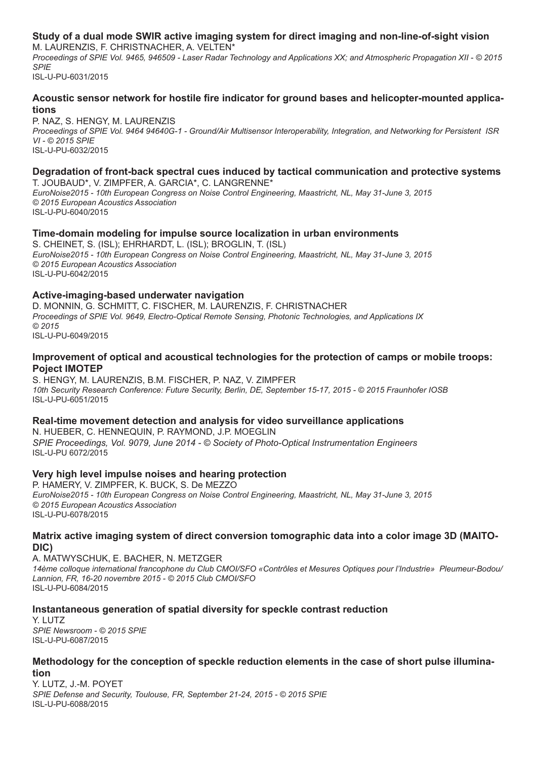**Study of a dual mode SWIR active imaging system for direct imaging and non-line-of-sight vision**
M. LAURENZIS, F. CHRISTNACHER, A. VELTEN*
*Proceedings of SPIE Vol. 9465, 946509 - Laser Radar Technology and Applications XX; and Atmospheric Propagation XII - © 2015 SPIE*
ISL-U-PU-6031/2015

**Acoustic sensor network for hostile fire indicator for ground bases and helicopter-mounted applications**
P. NAZ, S. HENGY, M. LAURENZIS
*Proceedings of SPIE Vol. 9464 94640G-1 - Ground/Air Multisensor Interoperability, Integration, and Networking for Persistent ISR VI - © 2015 SPIE*
ISL-U-PU-6032/2015

**Degradation of front-back spectral cues induced by tactical communication and protective systems**
T. JOUBAUD*, V. ZIMPFER, A. GARCIA*, C. LANGRENNE*
*EuroNoise2015 - 10th European Congress on Noise Control Engineering, Maastricht, NL, May 31-June 3, 2015*
*© 2015 European Acoustics Association*
ISL-U-PU-6040/2015

**Time-domain modeling for impulse source localization in urban environments**
S. CHEINET, S. (ISL); EHRHARDT, L. (ISL); BROGLIN, T. (ISL)
*EuroNoise2015 - 10th European Congress on Noise Control Engineering, Maastricht, NL, May 31-June 3, 2015*
*© 2015 European Acoustics Association*
ISL-U-PU-6042/2015

**Active-imaging-based underwater navigation**
D. MONNIN, G. SCHMITT, C. FISCHER, M. LAURENZIS, F. CHRISTNACHER
*Proceedings of SPIE Vol. 9649, Electro-Optical Remote Sensing, Photonic Technologies, and Applications IX*
*© 2015*
ISL-U-PU-6049/2015

**Improvement of optical and acoustical technologies for the protection of camps or mobile troops: Poject IMOTEP**
S. HENGY, M. LAURENZIS, B.M. FISCHER, P. NAZ, V. ZIMPFER
*10th Security Research Conference: Future Security, Berlin, DE, September 15-17, 2015 - © 2015 Fraunhofer IOSB*
ISL-U-PU-6051/2015

**Real-time movement detection and analysis for video surveillance applications**
N. HUEBER, C. HENNEQUIN, P. RAYMOND, J.P. MOEGLIN
*SPIE Proceedings, Vol. 9079, June 2014 - © Society of Photo-Optical Instrumentation Engineers*
ISL-U-PU 6072/2015

**Very high level impulse noises and hearing protection**
P. HAMERY, V. ZIMPFER, K. BUCK, S. De MEZZO
*EuroNoise2015 - 10th European Congress on Noise Control Engineering, Maastricht, NL, May 31-June 3, 2015*
*© 2015 European Acoustics Association*
ISL-U-PU-6078/2015

**Matrix active imaging system of direct conversion tomographic data into a color image 3D (MAITO-DIC)**
A. MATWYSCHUK, E. BACHER, N. METZGER
*14ème colloque international francophone du Club CMOI/SFO «Contrôles et Mesures Optiques pour l'Industrie» Pleumeur-Bodou/Lannion, FR, 16-20 novembre 2015 - © 2015 Club CMOI/SFO*
ISL-U-PU-6084/2015

**Instantaneous generation of spatial diversity for speckle contrast reduction**
Y. LUTZ
*SPIE Newsroom - © 2015 SPIE*
ISL-U-PU-6087/2015

**Methodology for the conception of speckle reduction elements in the case of short pulse illumination**
Y. LUTZ, J.-M. POYET
*SPIE Defense and Security, Toulouse, FR, September 21-24, 2015 - © 2015 SPIE*
ISL-U-PU-6088/2015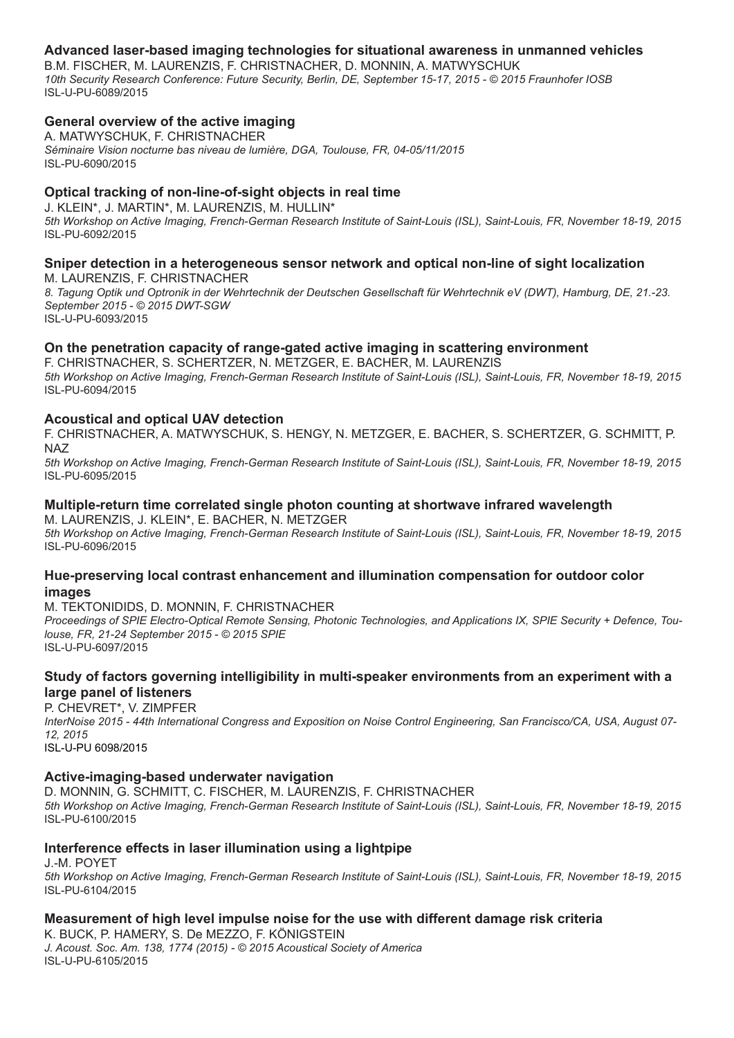**Advanced laser-based imaging technologies for situational awareness in unmanned vehicles**

B.M. FISCHER, M. LAURENZIS, F. CHRISTNACHER, D. MONNIN, A. MATWYSCHUK

*10th Security Research Conference: Future Security, Berlin, DE, September 15-17, 2015 - © 2015 Fraunhofer IOSB*

ISL-U-PU-6089/2015

**General overview of the active imaging**

A. MATWYSCHUK, F. CHRISTNACHER

*Séminaire Vision nocturne bas niveau de lumière, DGA, Toulouse, FR, 04-05/11/2015*

ISL-PU-6090/2015

**Optical tracking of non-line-of-sight objects in real time**

J. KLEIN*, J. MARTIN*, M. LAURENZIS, M. HULLIN*

*5th Workshop on Active Imaging, French-German Research Institute of Saint-Louis (ISL), Saint-Louis, FR, November 18-19, 2015*

ISL-PU-6092/2015

**Sniper detection in a heterogeneous sensor network and optical non-line of sight localization**

M. LAURENZIS, F. CHRISTNACHER

*8. Tagung Optik und Optronik in der Wehrtechnik der Deutschen Gesellschaft für Wehrtechnik eV (DWT), Hamburg, DE, 21.-23. September 2015 - © 2015 DWT-SGW*

ISL-U-PU-6093/2015

**On the penetration capacity of range-gated active imaging in scattering environment**

F. CHRISTNACHER, S. SCHERTZER, N. METZGER, E. BACHER, M. LAURENZIS

*5th Workshop on Active Imaging, French-German Research Institute of Saint-Louis (ISL), Saint-Louis, FR, November 18-19, 2015*

ISL-PU-6094/2015

**Acoustical and optical UAV detection**

F. CHRISTNACHER, A. MATWYSCHUK, S. HENGY, N. METZGER, E. BACHER, S. SCHERTZER, G. SCHMITT, P. NAZ

*5th Workshop on Active Imaging, French-German Research Institute of Saint-Louis (ISL), Saint-Louis, FR, November 18-19, 2015*

ISL-PU-6095/2015

**Multiple-return time correlated single photon counting at shortwave infrared wavelength**

M. LAURENZIS, J. KLEIN*, E. BACHER, N. METZGER

*5th Workshop on Active Imaging, French-German Research Institute of Saint-Louis (ISL), Saint-Louis, FR, November 18-19, 2015*

ISL-PU-6096/2015

**Hue-preserving local contrast enhancement and illumination compensation for outdoor color images**

M. TEKTONIDIDS, D. MONNIN, F. CHRISTNACHER

*Proceedings of SPIE Electro-Optical Remote Sensing, Photonic Technologies, and Applications IX, SPIE Security + Defence, Toulouse, FR, 21-24 September 2015 - © 2015 SPIE*

ISL-U-PU-6097/2015

**Study of factors governing intelligibility in multi-speaker environments from an experiment with a large panel of listeners**

P. CHEVRET*, V. ZIMPFER

*InterNoise 2015 - 44th International Congress and Exposition on Noise Control Engineering, San Francisco/CA, USA, August 07-12, 2015*

ISL-U-PU 6098/2015

**Active-imaging-based underwater navigation**

D. MONNIN, G. SCHMITT, C. FISCHER, M. LAURENZIS, F. CHRISTNACHER

*5th Workshop on Active Imaging, French-German Research Institute of Saint-Louis (ISL), Saint-Louis, FR, November 18-19, 2015*

ISL-PU-6100/2015

**Interference effects in laser illumination using a lightpipe**

J.-M. POYET

*5th Workshop on Active Imaging, French-German Research Institute of Saint-Louis (ISL), Saint-Louis, FR, November 18-19, 2015*

ISL-PU-6104/2015

**Measurement of high level impulse noise for the use with different damage risk criteria**

K. BUCK, P. HAMERY, S. De MEZZO, F. KÖNIGSTEIN

*J. Acoust. Soc. Am. 138, 1774 (2015) - © 2015 Acoustical Society of America*

ISL-U-PU-6105/2015